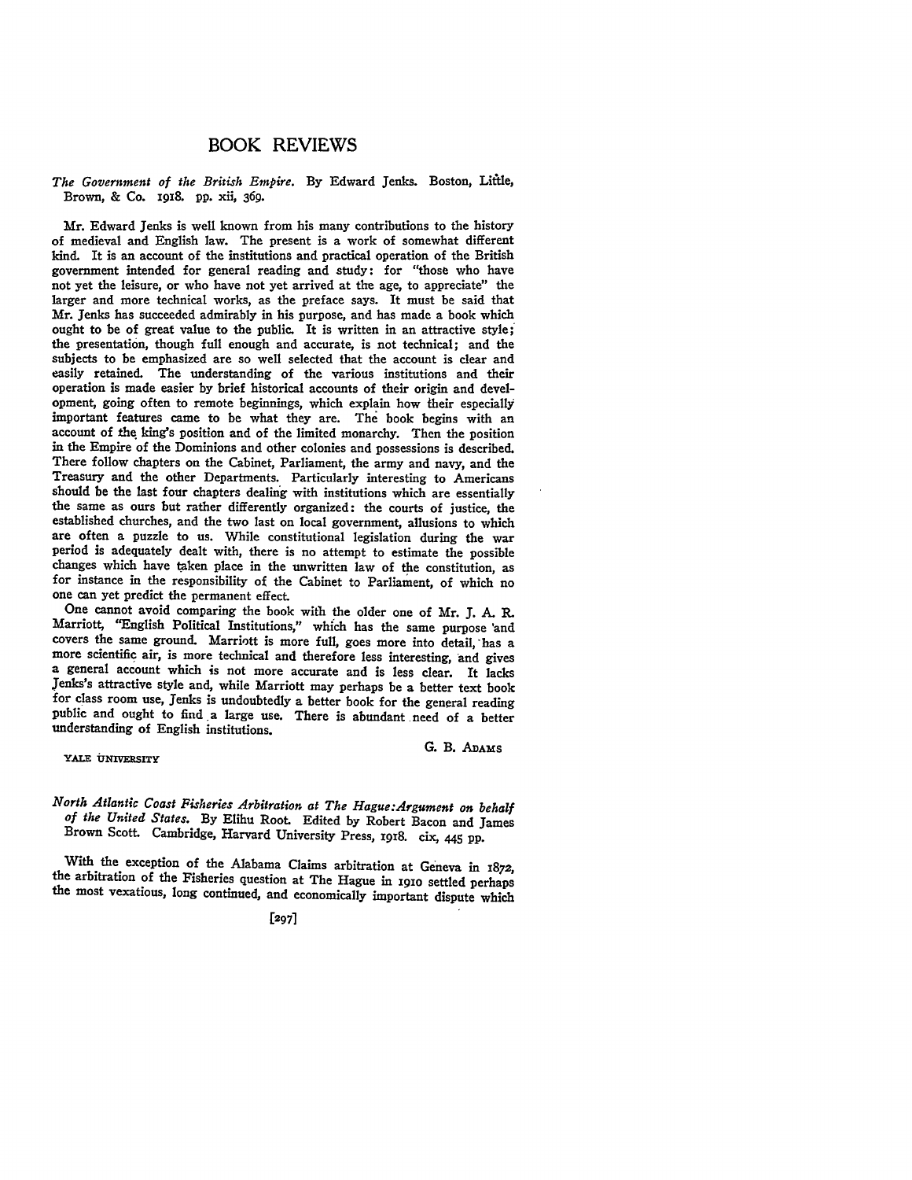# BOOK REVIEWS

*The Government of the British Empire.* By Edward Jenks. Boston, Little, Brown, & Co. 1918. pp. xii, 369.

Mr. Edward Jenks is well known from his many contributions to the history of medieval and English law. The present is a work of somewhat different kind. It is an account of the institutions and practical operation of the British government intended for general reading and study: for "those who have not yet the leisure, or who have not yet arrived at the age, to appreciate" the larger and more technical works, as the preface says. It must be said that Mr. Jenks has succeeded admirably in his purpose, and has made a book which ought to be of great value to the public. It is written in an attractive style; the presentation, though full enough and accurate, is not technical; and the subjects to be emphasized are so well selected that the account is clear and easily retained. The understanding of the various institutions and their operation is made easier by brief historical accounts of their origin and development, going often to remote beginnings, which explain how their especially important features came to be what they are. The book begins with an account of the king's position and of the limited monarchy. Then the position in the Empire of the Dominions and other colonies and possessions is described. There follow chapters on the Cabinet, Parliament, the army and navy, and the Treasury and the other Departments. Particularly interesting to Americans should be the last four chapters dealing with institutions which are essentially the same as ours but rather differently organized: the courts of justice, the established churches, and the two last on local government, allusions to which are often a puzzle to us. While constitutional legislation during the war period is adequately dealt with, there is no attempt to estimate the possible changes which have taken place in the unwritten law of the constitution, as for instance in the responsibility of the Cabinet to Parliament, of which no one can yet predict the permanent effect.

One cannot avoid comparing the book with the older one of Mr. J. A. R. Marriott, "English Political Institutions," which has the same purpose and covers the same ground. Marriott is more full, goes more into detail, has a more scientific air, is more technical and therefore less interesting, and gives a general account which is not more accurate and is less clear. It lacks Jenks's attractive style and, while Marriott may perhaps be a better text book for class room use, Jenks is undoubtedly a better book for the general reading public and ought to find a large use. There is abundant need of a better understanding of English institutions.

G. B. ADAMS

YALE UNIVERSITY

*North Atlantic Coast Fisheries Arbitration at The Hague: Argument on behalf of the United States.* By Elihu Root. Edited by Robert Bacon and James Brown Scott. Cambridge, Harvard University Press, 1918. cix, 445 pp.

With the exception of the Alabama Claims arbitration at Geneva in 1872, the arbitration of the Fisheries question at The Hague in 1910 settled perhaps the most vexatious, long continued, and economically important dispute which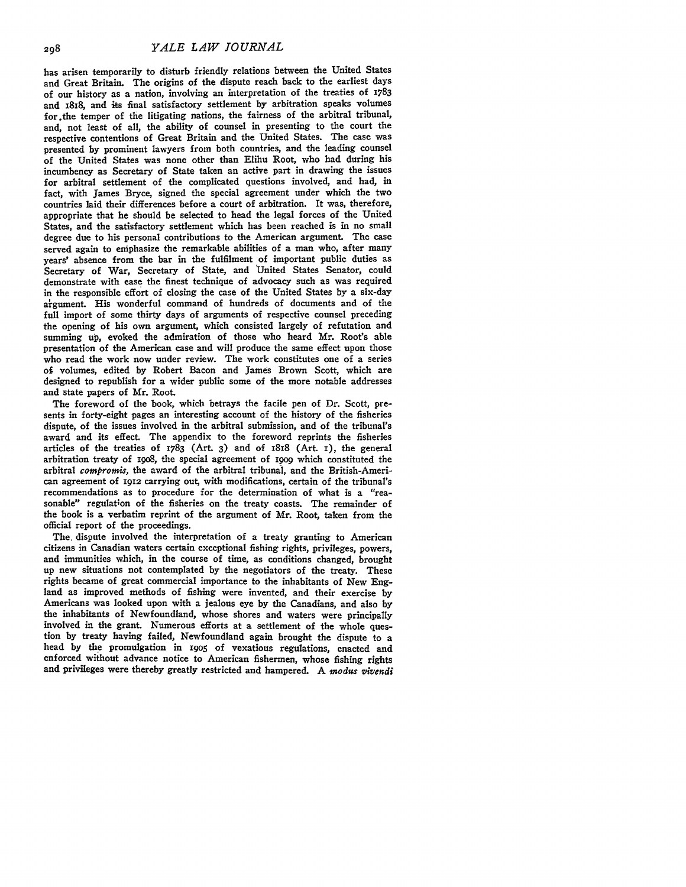has arisen temporarily to disturb friendly relations between the United States and Great Britain. The origins of the dispute reach back to the earliest days of our history as a nation, involving an interpretation of the treaties of 1783 and 1818, and its final satisfactory settlement by arbitration speaks volumes for the temper of the litigating nations, the fairness of the arbitral tribunal, and, not least of all, the ability of counsel in presenting to the court the respective contentions of Great Britain and the United States. The case was presented by prominent lawyers from both countries, and the leading counsel of the United States was none other than Elihu Root, who had during his incumbency as Secretary of State taken an active part in drawing the issues for arbitral settlement of the complicated questions involved, and had, in fact, with James Bryce, signed the special agreement under which the two countries laid their differences before a court of arbitration. It was, therefore, appropriate that he should be selected to head the legal forces of the United States, and the satisfactory settlement which has been reached is in no small degree due to his personal contributions to the American argument. The case served again to emphasize the remarkable abilities of a man who, after many years' absence from the bar in the fulfilment of important public duties as Secretary of War, Secretary of State, and United States Senator, could demonstrate with ease the finest technique of advocacy such as was required in the responsible effort of closing the case of the United States by a six-day argument. His wonderful command of hundreds of documents and of the full import of some thirty days of arguments of respective counsel preceding the opening of his own argument, which consisted largely of refutation and summing up, evoked the admiration of those who heard Mr. Root's able presentation of the American case and will produce the same effect upon those who read the work now under review. The work constitutes one of a series of volumes, edited by Robert Bacon and James Brown Scott, which are designed to republish for a wider public some of the more notable addresses and state papers of Mr. Root.

The foreword of the book, which betrays the facile pen of Dr. Scott, presents in forty-eight pages an interesting account of the history of the fisheries dispute, of the issues involved in the arbitral submission, and of the tribunal's award and its effect. The appendix to the foreword reprints the fisheries articles of the treaties of 1783 (Art. 3) and of 1818 (Art. 1), the general arbitration treaty of 1908, the special agreement of 1909 which constituted the arbitral *compromis*, the award of the arbitral tribunal, and the British-American agreement of 1912 carrying out, with modifications, certain of the tribunal's recommendations as to procedure for the determination of what is a "reasonable" regulation of the fisheries on the treaty coasts. The remainder of the book is a verbatim reprint of the argument of Mr. Root, taken from the official report of the proceedings.

The dispute involved the interpretation of a treaty granting to American citizens in Canadian waters certain exceptional fishing rights, privileges, powers, and immunities which, in the course of time, as conditions changed, brought up new situations not contemplated by the negotiators of the treaty. These rights became of great commercial importance to the inhabitants of New England as improved methods of fishing were invented, and their exercise by Americans was looked upon with a jealous eye by the Canadians, and also by the inhabitants of Newfoundland, whose shores and waters were principally involved in the grant. Numerous efforts at a settlement of the whole question by treaty having failed, Newfoundland again brought the dispute to a head by the promulgation in 1905 of vexatious regulations, enacted and enforced without advance notice to American fishermen, whose fishing rights and privileges were thereby greatly restricted and hampered. A *modus vivendi*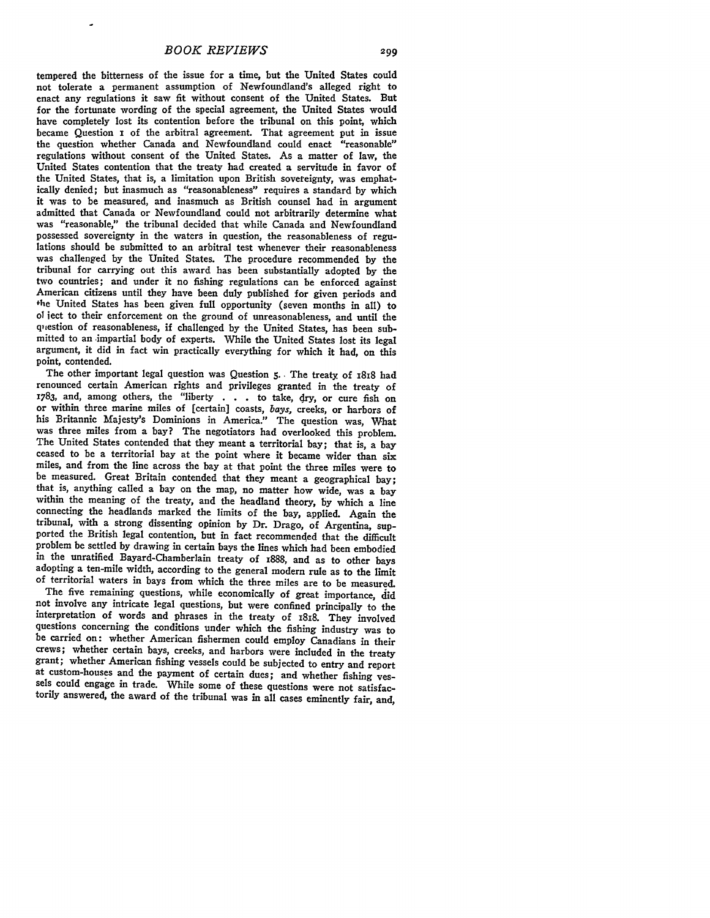tempered the bitterness of the issue for a time, but the United States could not tolerate a permanent assumption of Newfoundland's alleged right to enact any regulations it saw fit without consent of the United States. But for the fortunate wording of the special agreement, the United States would have completely lost its contention before the tribunal on this point, which became Question 1 of the arbitral agreement. That agreement put in issue the question whether Canada and Newfoundland could enact "reasonable" regulations without consent of the United States. As a matter of law, the United States contention that the treaty had created a servitude in favor of the United States, that is, a limitation upon British sovereignty, was emphatically denied; but inasmuch as "reasonableness" requires a standard by which it was to be measured, and inasmuch as British counsel had in argument admitted that Canada or Newfoundland could not arbitrarily determine what was "reasonable," the tribunal decided that while Canada and Newfoundland possessed sovereignty in the waters in question, the reasonableness of regulations should be submitted to an arbitral test whenever their reasonableness was challenged by the United States. The procedure recommended by the tribunal for carrying out this award has been substantially adopted by the two countries; and under it no fishing regulations can be enforced against American citizens until they have been duly published for given periods and the United States has been given full opportunity (seven months in all) to object to their enforcement on the ground of unreasonableness, and until the question of reasonableness, if challenged by the United States, has been submitted to an impartial body of experts. While the United States lost its legal argument, it did in fact win practically everything for which it had, on this point, contended.

The other important legal question was Question 5. The treaty of 1818 had renounced certain American rights and privileges granted in the treaty of 1783, and, among others, the "liberty . . . to take, dry, or cure fish on or within three marine miles of [certain] coasts, *bays*, creeks, or harbors of his Britannic Majesty's Dominions in America." The question was, What was three miles from a bay? The negotiators had overlooked this problem. The United States contended that they meant a territorial bay; that is, a bay ceased to be a territorial bay at the point where it became wider than six miles, and from the line across the bay at that point the three miles were to be measured. Great Britain contended that they meant a geographical bay; that is, anything called a bay on the map, no matter how wide, was a bay within the meaning of the treaty, and the headland theory, by which a line connecting the headlands marked the limits of the bay, applied. Again the tribunal, with a strong dissenting opinion by Dr. Drago, of Argentina, supported the British legal contention, but in fact recommended that the difficult problem be settled by drawing in certain bays the lines which had been embodied in the unratified Bayard-Chamberlain treaty of 1888, and as to other bays adopting a ten-mile width, according to the general modern rule as to the limit of territorial waters in bays from which the three miles are to be measured.

The five remaining questions, while economically of great importance, did not involve any intricate legal questions, but were confined principally to the interpretation of words and phrases in the treaty of 1818. They involved questions concerning the conditions under which the fishing industry was to be carried on: whether American fishermen could employ Canadians in their crews; whether certain bays, creeks, and harbors were included in the treaty grant; whether American fishing vessels could be subjected to entry and report at custom-houses and the payment of certain dues; and whether fishing vessels could engage in trade. While some of these questions were not satisfactorily answered, the award of the tribunal was in all cases eminently fair, and,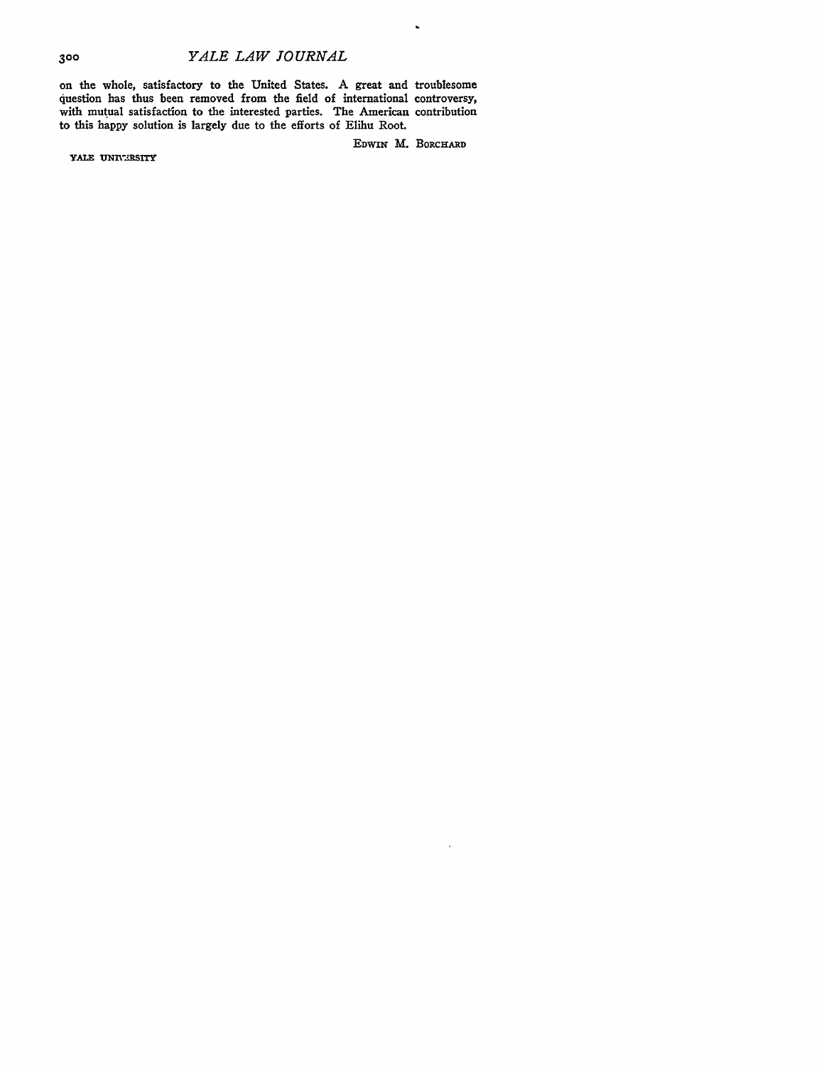on the whole, satisfactory to the United States. A great and troublesome question has thus been removed from the field of international controversy, with mutual satisfaction to the interested parties. The American contribution to this happy solution is largely due to the efforts of Elihu Root.

EDWIN M. BORCHARD

YALE UNIVERSITY